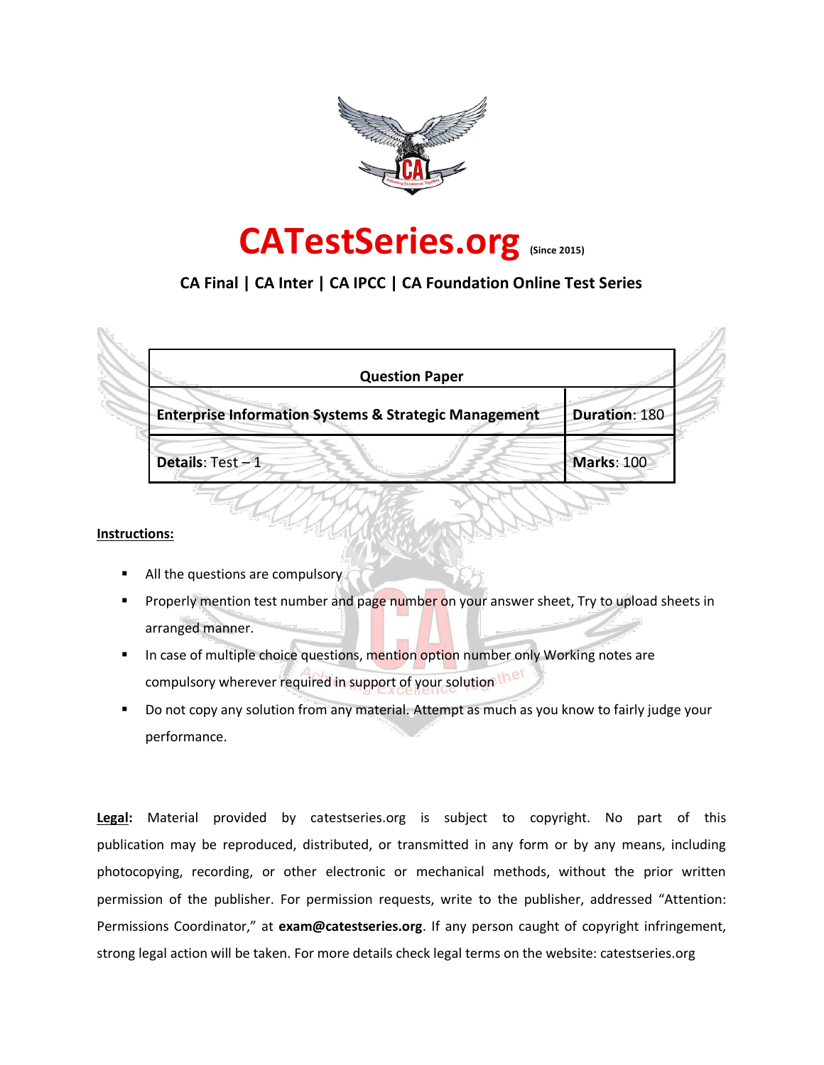# CATestSeries.org (Since 2015)

**CA Final | CA Inter | CA IPCC | CA Foundation Online Test Series**

| **Question Paper** | |
|---|---|
| **Enterprise Information Systems & Strategic Management** | **Duration**: 180 |
| **Details**: Test – 1 | **Marks**: 100 |

**Instructions:**

- All the questions are compulsory
- Properly mention test number and page number on your answer sheet, Try to upload sheets in arranged manner.
- In case of multiple choice questions, mention option number only Working notes are compulsory wherever required in support of your solution
- Do not copy any solution from any material. Attempt as much as you know to fairly judge your performance.

**Legal:** Material provided by catestseries.org is subject to copyright. No part of this publication may be reproduced, distributed, or transmitted in any form or by any means, including photocopying, recording, or other electronic or mechanical methods, without the prior written permission of the publisher. For permission requests, write to the publisher, addressed "Attention: Permissions Coordinator," at **exam@catestseries.org**. If any person caught of copyright infringement, strong legal action will be taken. For more details check legal terms on the website: catestseries.org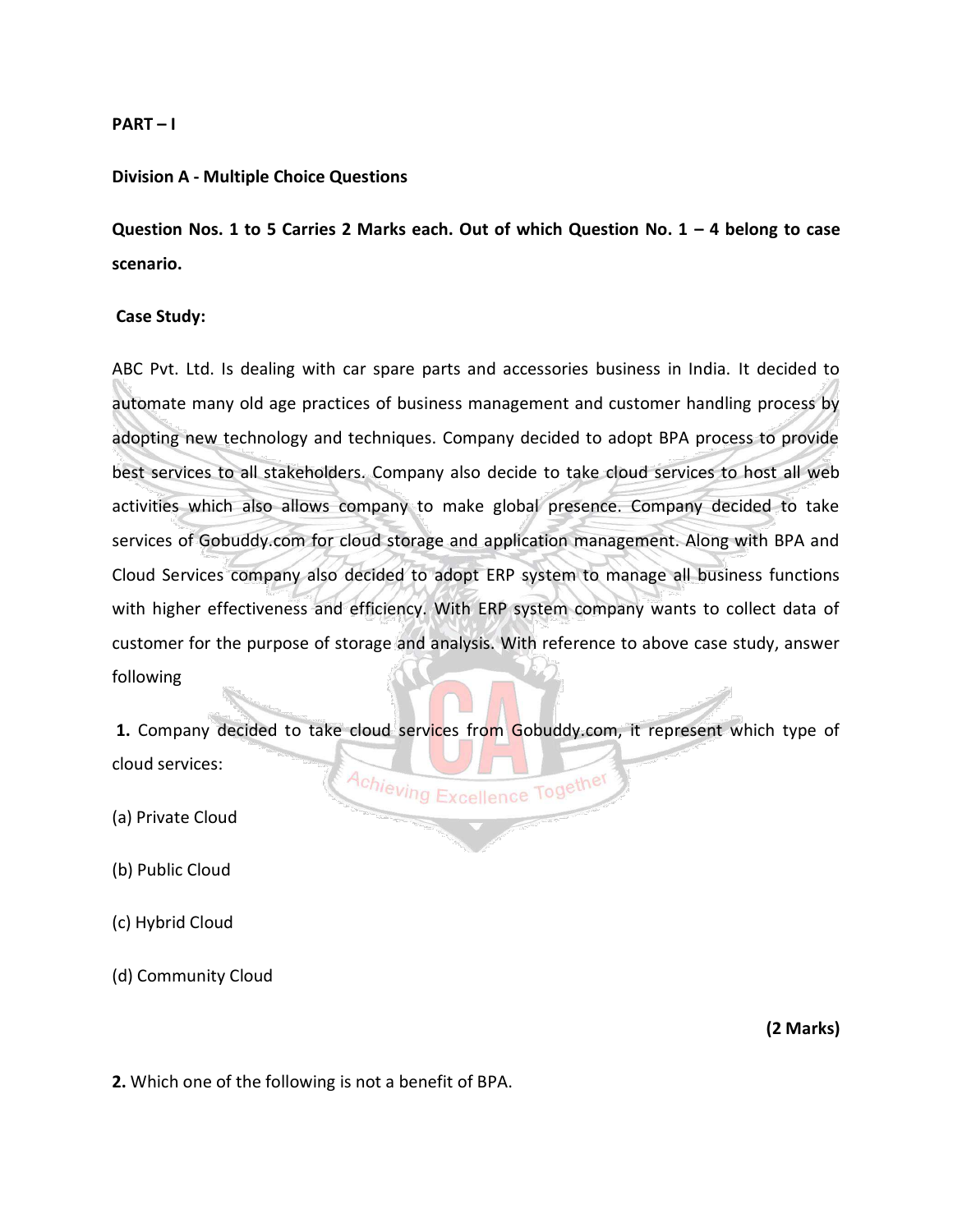**PART – I**

**Division A - Multiple Choice Questions**

**Question Nos. 1 to 5 Carries 2 Marks each. Out of which Question No. 1 – 4 belong to case scenario.**

**Case Study:**

ABC Pvt. Ltd. Is dealing with car spare parts and accessories business in India. It decided to automate many old age practices of business management and customer handling process by adopting new technology and techniques. Company decided to adopt BPA process to provide best services to all stakeholders. Company also decide to take cloud services to host all web activities which also allows company to make global presence. Company decided to take services of Gobuddy.com for cloud storage and application management. Along with BPA and Cloud Services company also decided to adopt ERP system to manage all business functions with higher effectiveness and efficiency. With ERP system company wants to collect data of customer for the purpose of storage and analysis. With reference to above case study, answer following

**1.** Company decided to take cloud services from Gobuddy.com, it represent which type of cloud services:

(a) Private Cloud

(b) Public Cloud

(c) Hybrid Cloud

(d) Community Cloud

**(2 Marks)**

**2.** Which one of the following is not a benefit of BPA.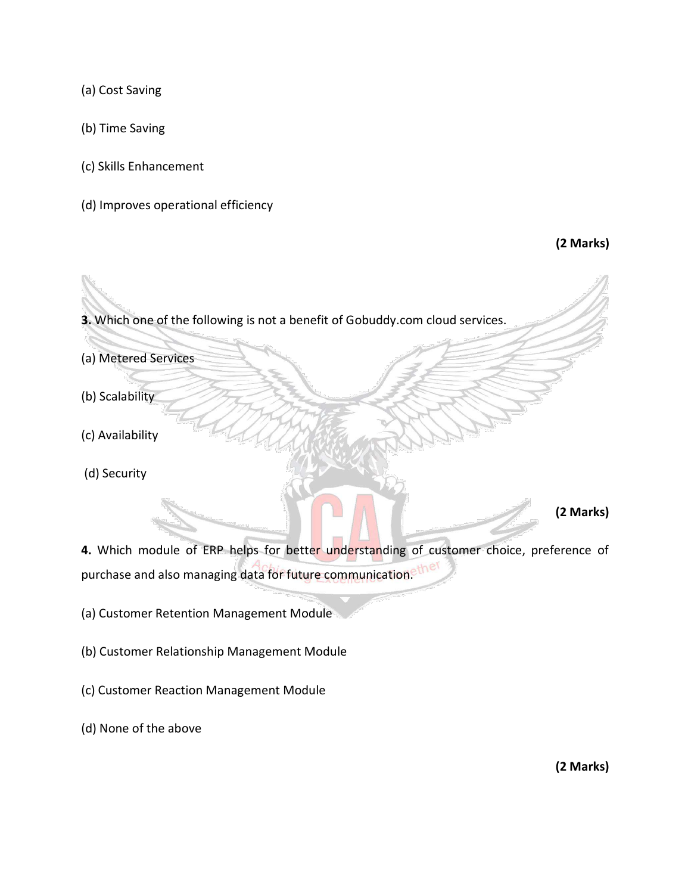(a) Cost Saving

(b) Time Saving

(c) Skills Enhancement

(d) Improves operational efficiency

**(2 Marks)**

**3.** Which one of the following is not a benefit of Gobuddy.com cloud services.

(a) Metered Services

(b) Scalability

(c) Availability

(d) Security

**(2 Marks)**

**4.** Which module of ERP helps for better understanding of customer choice, preference of purchase and also managing data for future communication.

(a) Customer Retention Management Module

(b) Customer Relationship Management Module

(c) Customer Reaction Management Module

(d) None of the above

**(2 Marks)**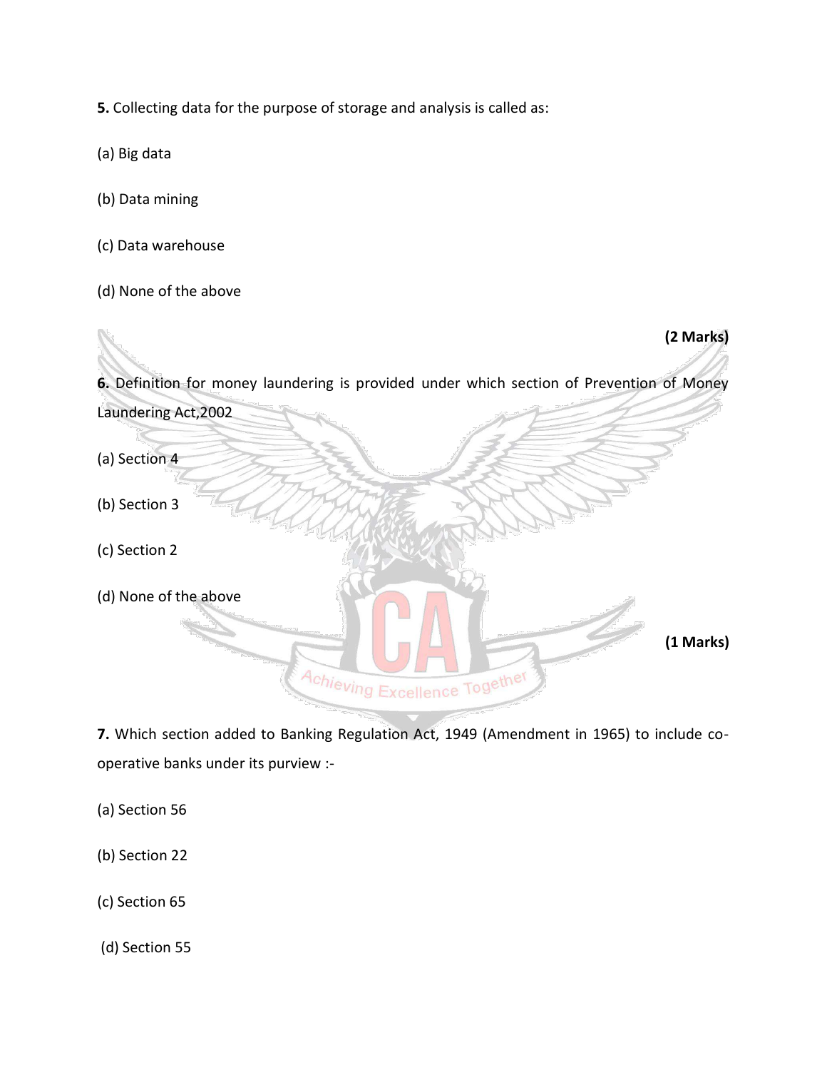**5.** Collecting data for the purpose of storage and analysis is called as:

(a) Big data

(b) Data mining

(c) Data warehouse

(d) None of the above

**(2 Marks)**

**6.** Definition for money laundering is provided under which section of Prevention of Money Laundering Act,2002

(a) Section 4

(b) Section 3

(c) Section 2

(d) None of the above

**(1 Marks)**

**7.** Which section added to Banking Regulation Act, 1949 (Amendment in 1965) to include co-operative banks under its purview :-

(a) Section 56

(b) Section 22

(c) Section 65

(d) Section 55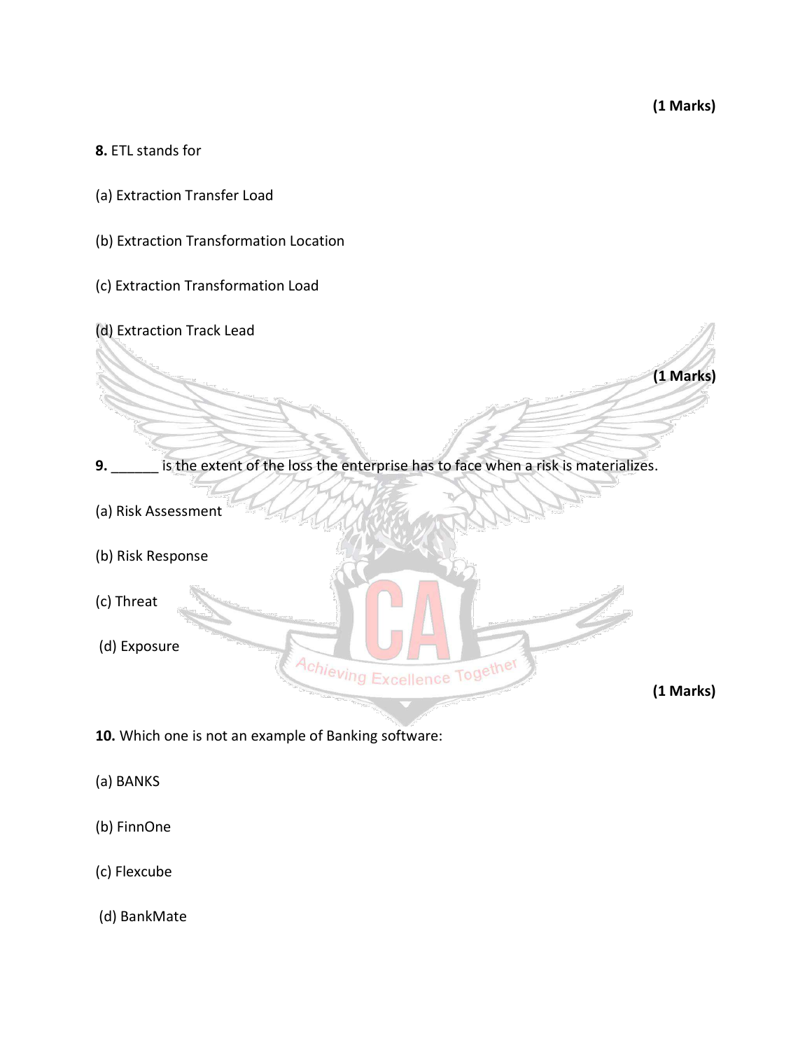**(1 Marks)**

**8.** ETL stands for

(a) Extraction Transfer Load

(b) Extraction Transformation Location

(c) Extraction Transformation Load

(d) Extraction Track Lead

**(1 Marks)**

**9.** ______ is the extent of the loss the enterprise has to face when a risk is materializes.

(a) Risk Assessment

(b) Risk Response

(c) Threat

(d) Exposure

**(1 Marks)**

**10.** Which one is not an example of Banking software:

(a) BANKS

(b) FinnOne

(c) Flexcube

(d) BankMate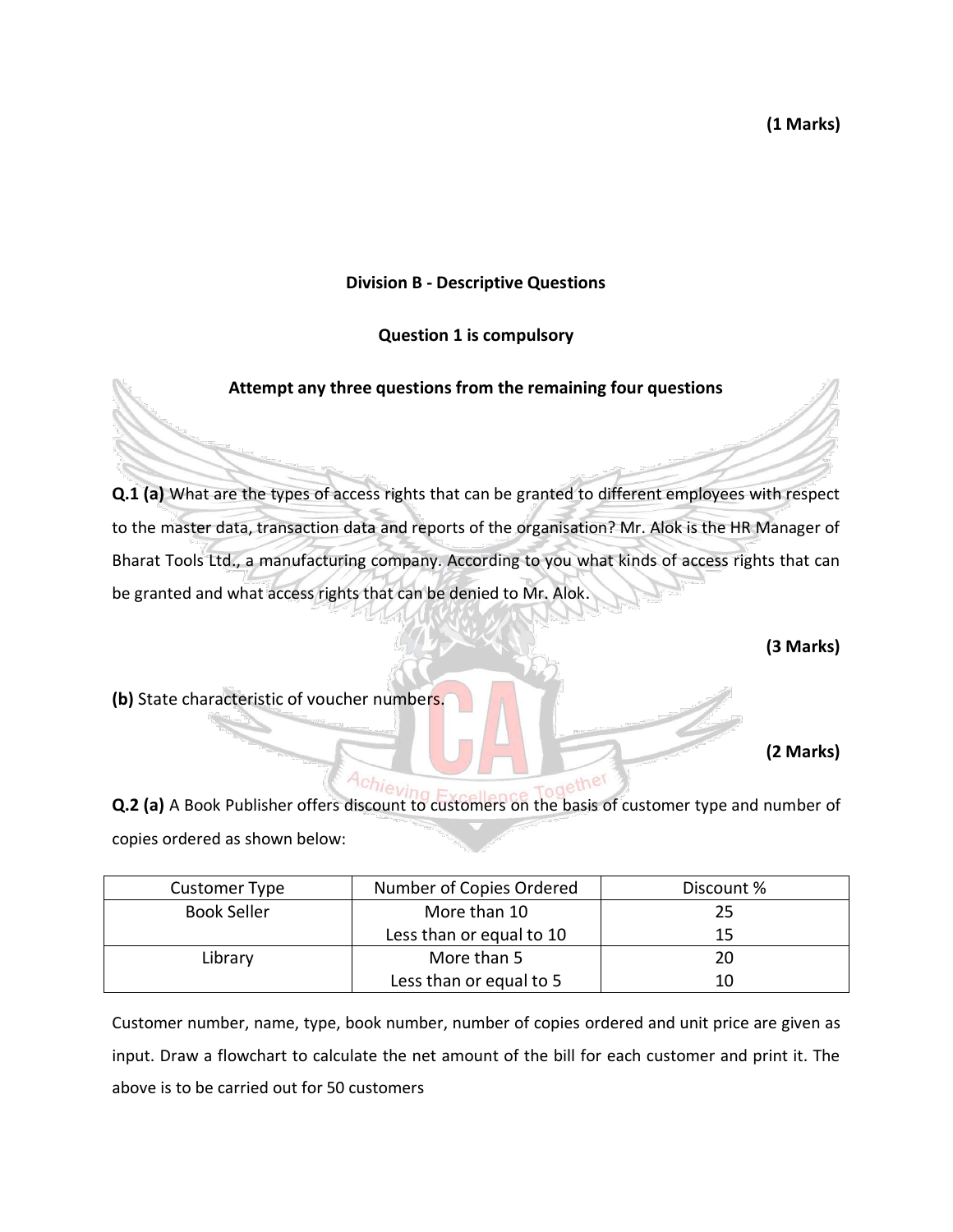**(1 Marks)**

**Division B - Descriptive Questions**

**Question 1 is compulsory**

**Attempt any three questions from the remaining four questions**

**Q.1 (a)** What are the types of access rights that can be granted to different employees with respect to the master data, transaction data and reports of the organisation? Mr. Alok is the HR Manager of Bharat Tools Ltd., a manufacturing company. According to you what kinds of access rights that can be granted and what access rights that can be denied to Mr. Alok.

**(3 Marks)**

**(b)** State characteristic of voucher numbers.

**(2 Marks)**

**Q.2 (a)** A Book Publisher offers discount to customers on the basis of customer type and number of copies ordered as shown below:

| Customer Type | Number of Copies Ordered | Discount % |
|---|---|---|
| Book Seller | More than 10 | 25 |
| | Less than or equal to 10 | 15 |
| Library | More than 5 | 20 |
| | Less than or equal to 5 | 10 |

Customer number, name, type, book number, number of copies ordered and unit price are given as input. Draw a flowchart to calculate the net amount of the bill for each customer and print it. The above is to be carried out for 50 customers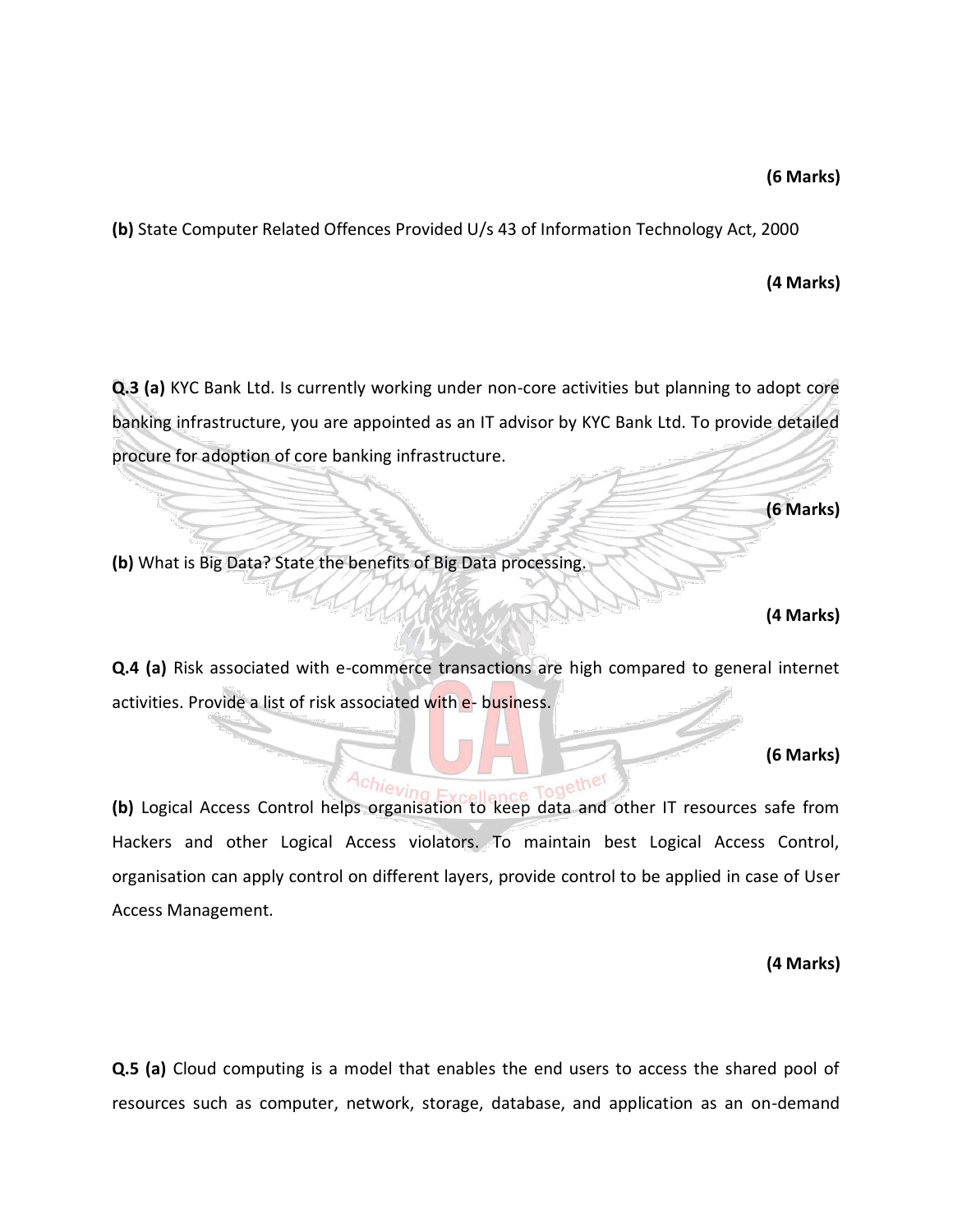**(6 Marks)**

**(b)** State Computer Related Offences Provided U/s 43 of Information Technology Act, 2000

**(4 Marks)**

**Q.3 (a)** KYC Bank Ltd. Is currently working under non-core activities but planning to adopt core banking infrastructure, you are appointed as an IT advisor by KYC Bank Ltd. To provide detailed procure for adoption of core banking infrastructure.

**(6 Marks)**

**(b)** What is Big Data? State the benefits of Big Data processing.

**(4 Marks)**

**Q.4 (a)** Risk associated with e-commerce transactions are high compared to general internet activities. Provide a list of risk associated with e- business.

**(6 Marks)**

**(b)** Logical Access Control helps organisation to keep data and other IT resources safe from Hackers and other Logical Access violators. To maintain best Logical Access Control, organisation can apply control on different layers, provide control to be applied in case of User Access Management.

**(4 Marks)**

**Q.5 (a)** Cloud computing is a model that enables the end users to access the shared pool of resources such as computer, network, storage, database, and application as an on-demand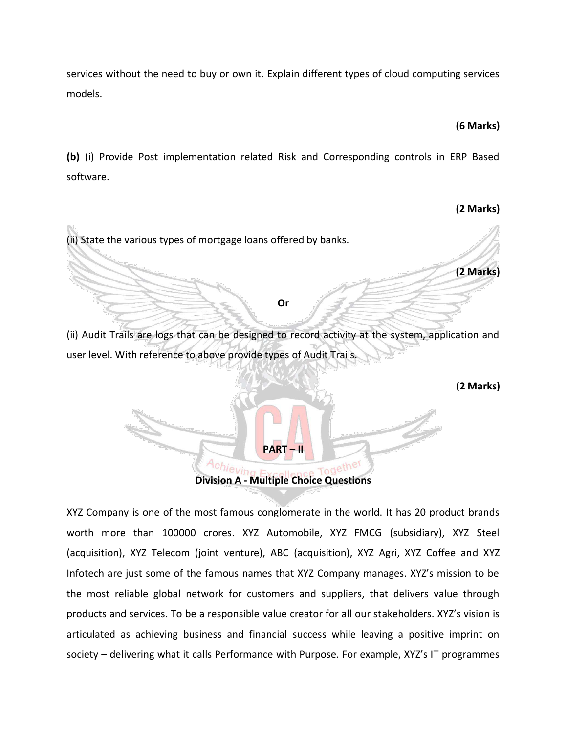services without the need to buy or own it. Explain different types of cloud computing services models.

**(6 Marks)**

**(b)** (i) Provide Post implementation related Risk and Corresponding controls in ERP Based software.

**(2 Marks)**

(ii) State the various types of mortgage loans offered by banks.

**(2 Marks)**

**Or**

(ii) Audit Trails are logs that can be designed to record activity at the system, application and user level. With reference to above provide types of Audit Trails.

**(2 Marks)**

## PART – II

### Division A - Multiple Choice Questions

XYZ Company is one of the most famous conglomerate in the world. It has 20 product brands worth more than 100000 crores. XYZ Automobile, XYZ FMCG (subsidiary), XYZ Steel (acquisition), XYZ Telecom (joint venture), ABC (acquisition), XYZ Agri, XYZ Coffee and XYZ Infotech are just some of the famous names that XYZ Company manages. XYZ's mission to be the most reliable global network for customers and suppliers, that delivers value through products and services. To be a responsible value creator for all our stakeholders. XYZ's vision is articulated as achieving business and financial success while leaving a positive imprint on society – delivering what it calls Performance with Purpose. For example, XYZ's IT programmes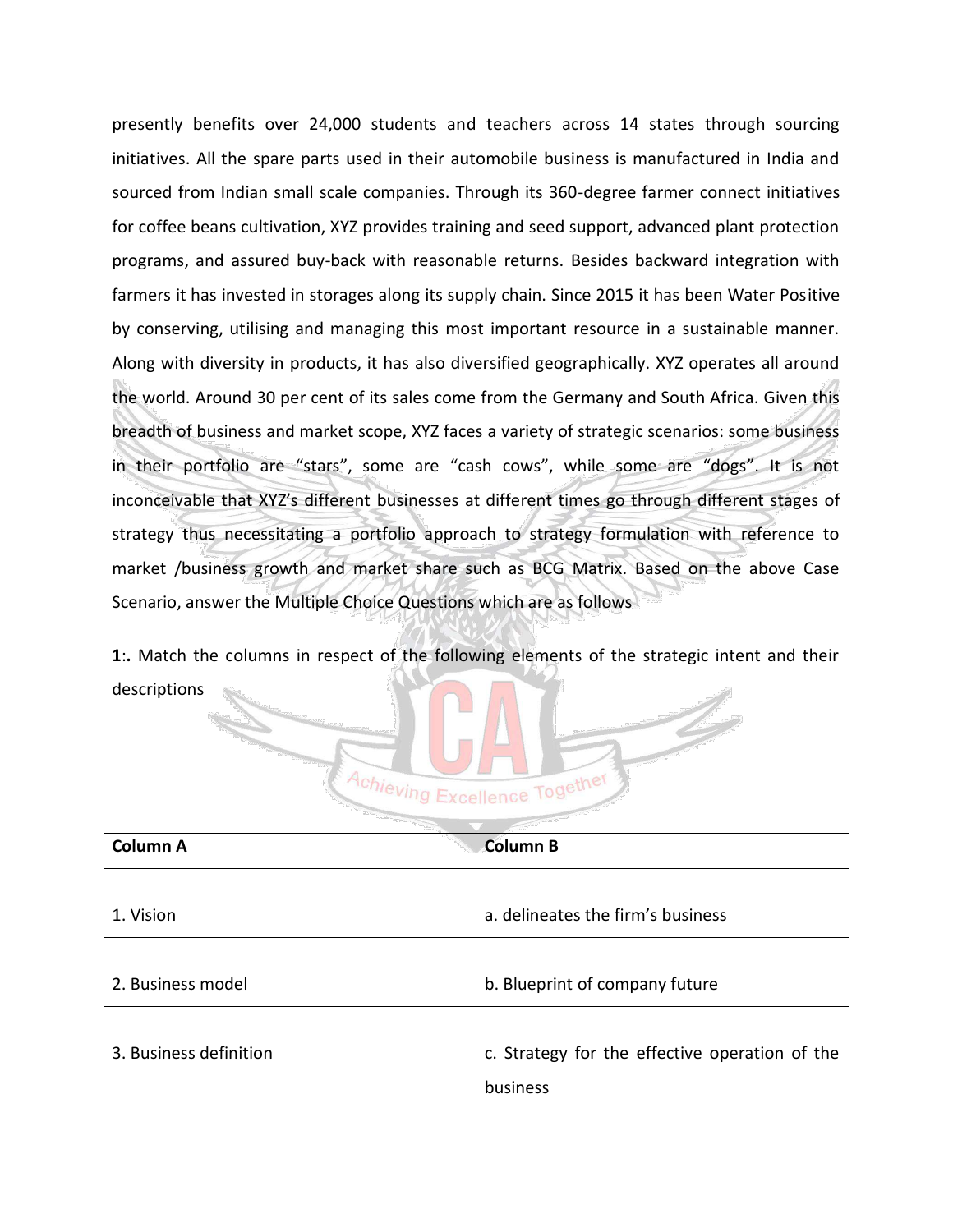presently benefits over 24,000 students and teachers across 14 states through sourcing initiatives. All the spare parts used in their automobile business is manufactured in India and sourced from Indian small scale companies. Through its 360-degree farmer connect initiatives for coffee beans cultivation, XYZ provides training and seed support, advanced plant protection programs, and assured buy-back with reasonable returns. Besides backward integration with farmers it has invested in storages along its supply chain. Since 2015 it has been Water Positive by conserving, utilising and managing this most important resource in a sustainable manner. Along with diversity in products, it has also diversified geographically. XYZ operates all around the world. Around 30 per cent of its sales come from the Germany and South Africa. Given this breadth of business and market scope, XYZ faces a variety of strategic scenarios: some business in their portfolio are "stars", some are "cash cows", while some are "dogs". It is not inconceivable that XYZ's different businesses at different times go through different stages of strategy thus necessitating a portfolio approach to strategy formulation with reference to market /business growth and market share such as BCG Matrix. Based on the above Case Scenario, answer the Multiple Choice Questions which are as follows

**1**:**.** Match the columns in respect of the following elements of the strategic intent and their descriptions

| Column A | Column B |
|---|---|
| 1. Vision | a. delineates the firm's business |
| 2. Business model | b. Blueprint of company future |
| 3. Business definition | c. Strategy for the effective operation of the business |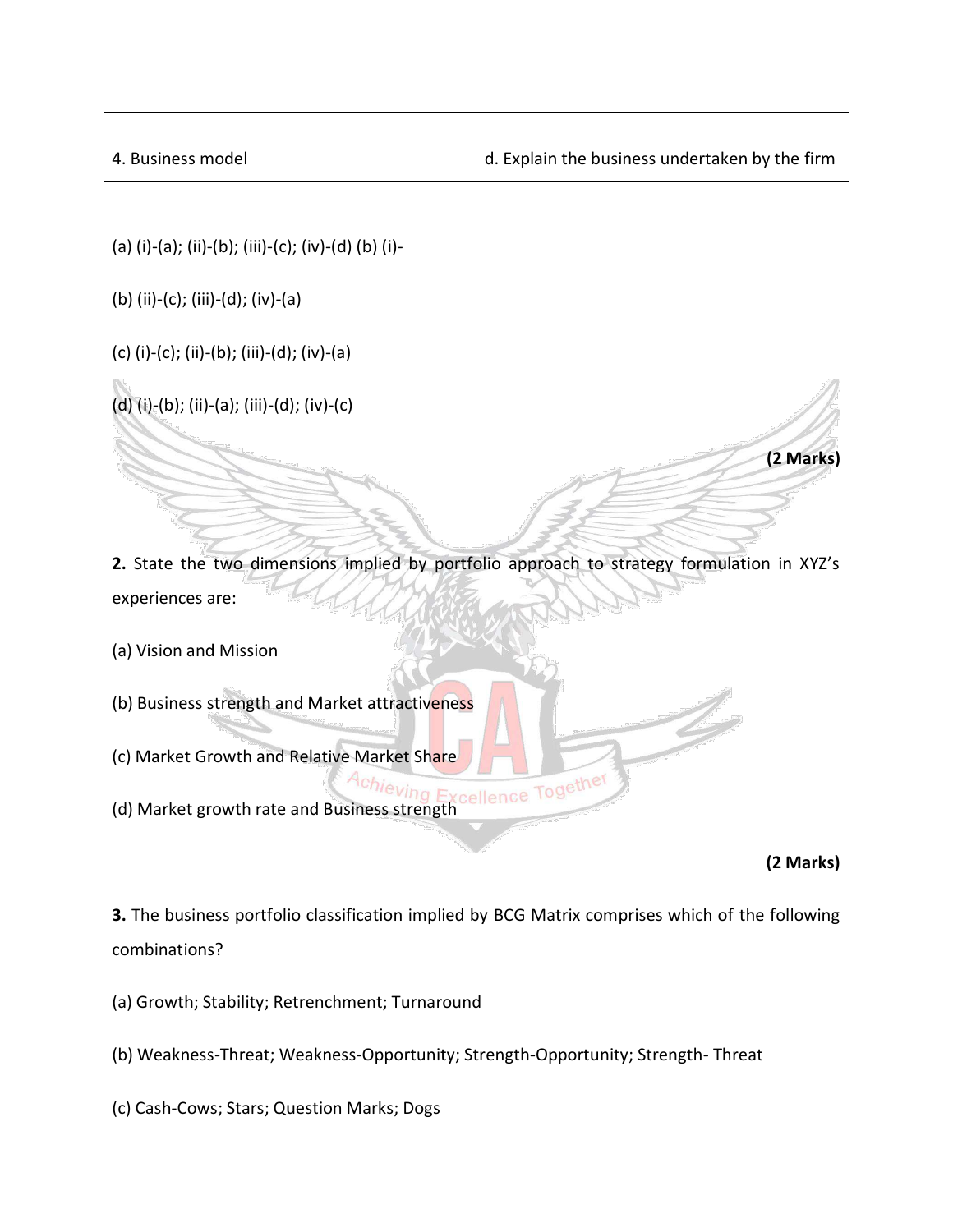| 4. Business model | d. Explain the business undertaken by the firm |
|---|---|

(a) (i)-(a); (ii)-(b); (iii)-(c); (iv)-(d) (b) (i)-

(b) (ii)-(c); (iii)-(d); (iv)-(a)

(c) (i)-(c); (ii)-(b); (iii)-(d); (iv)-(a)

(d) (i)-(b); (ii)-(a); (iii)-(d); (iv)-(c)

**(2 Marks)**

**2.** State the two dimensions implied by portfolio approach to strategy formulation in XYZ's experiences are:

(a) Vision and Mission

(b) Business strength and Market attractiveness

(c) Market Growth and Relative Market Share

(d) Market growth rate and Business strength

**(2 Marks)**

**3.** The business portfolio classification implied by BCG Matrix comprises which of the following combinations?

(a) Growth; Stability; Retrenchment; Turnaround

(b) Weakness-Threat; Weakness-Opportunity; Strength-Opportunity; Strength- Threat

(c) Cash-Cows; Stars; Question Marks; Dogs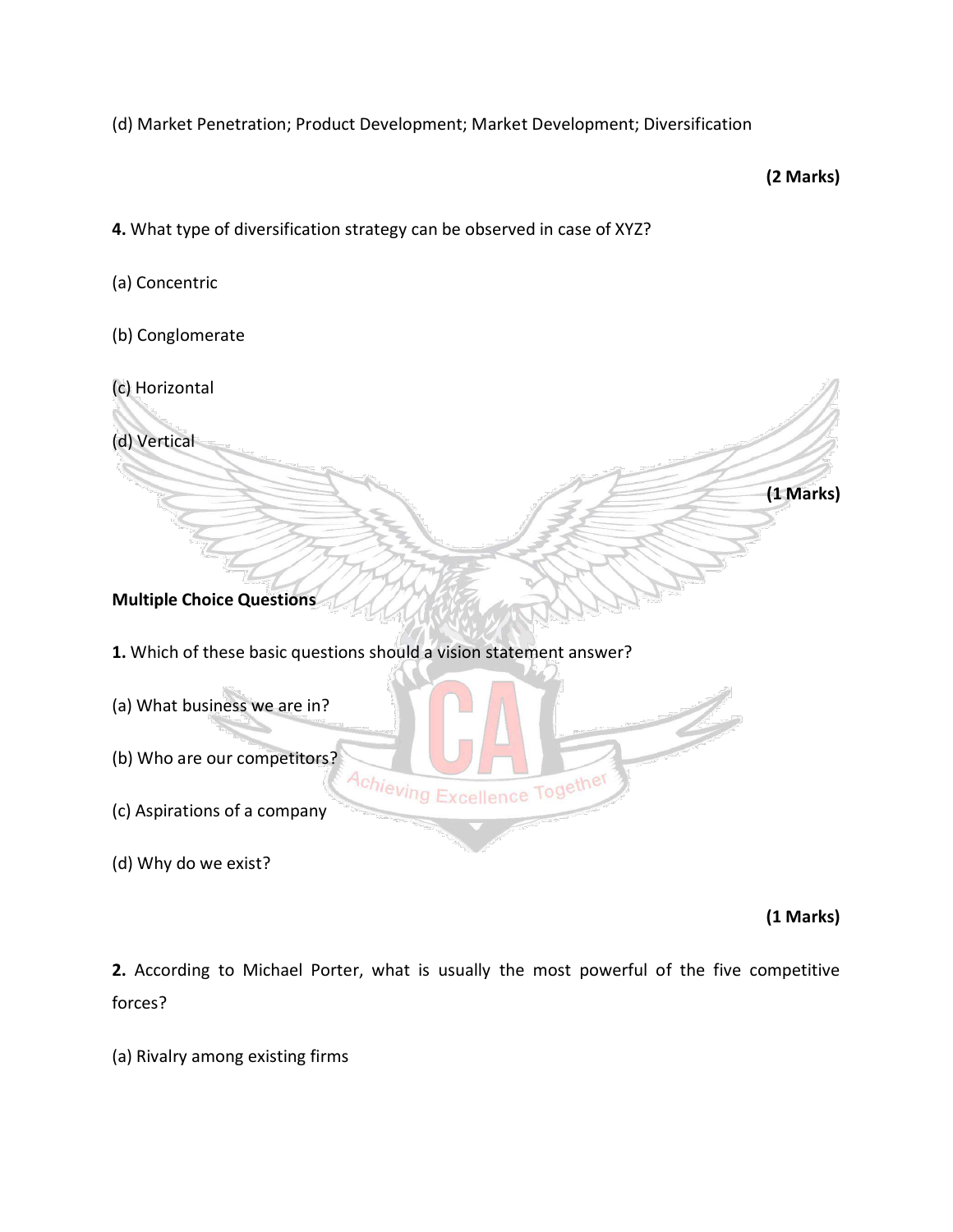(d) Market Penetration; Product Development; Market Development; Diversification

**(2 Marks)**

**4.** What type of diversification strategy can be observed in case of XYZ?

(a) Concentric

(b) Conglomerate

(c) Horizontal

(d) Vertical

**(1 Marks)**

**Multiple Choice Questions**

**1.** Which of these basic questions should a vision statement answer?

(a) What business we are in?

(b) Who are our competitors?

(c) Aspirations of a company

(d) Why do we exist?

**(1 Marks)**

**2.** According to Michael Porter, what is usually the most powerful of the five competitive forces?

(a) Rivalry among existing firms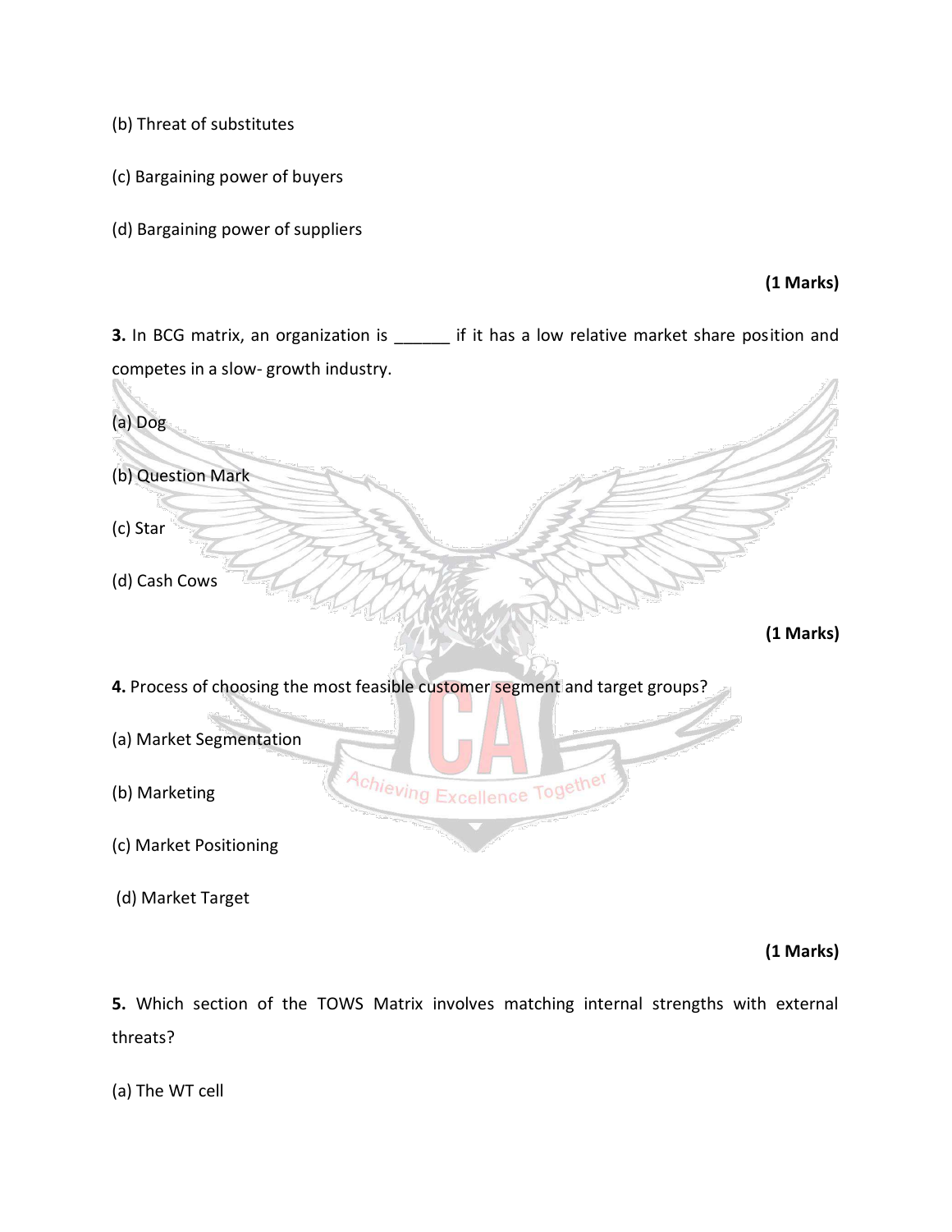(b) Threat of substitutes

(c) Bargaining power of buyers

(d) Bargaining power of suppliers

**(1 Marks)**

**3.** In BCG matrix, an organization is ______ if it has a low relative market share position and competes in a slow- growth industry.

(a) Dog

(b) Question Mark

(c) Star

(d) Cash Cows

**(1 Marks)**

**4.** Process of choosing the most feasible customer segment and target groups?

(a) Market Segmentation

(b) Marketing

(c) Market Positioning

(d) Market Target

**(1 Marks)**

**5.** Which section of the TOWS Matrix involves matching internal strengths with external threats?

(a) The WT cell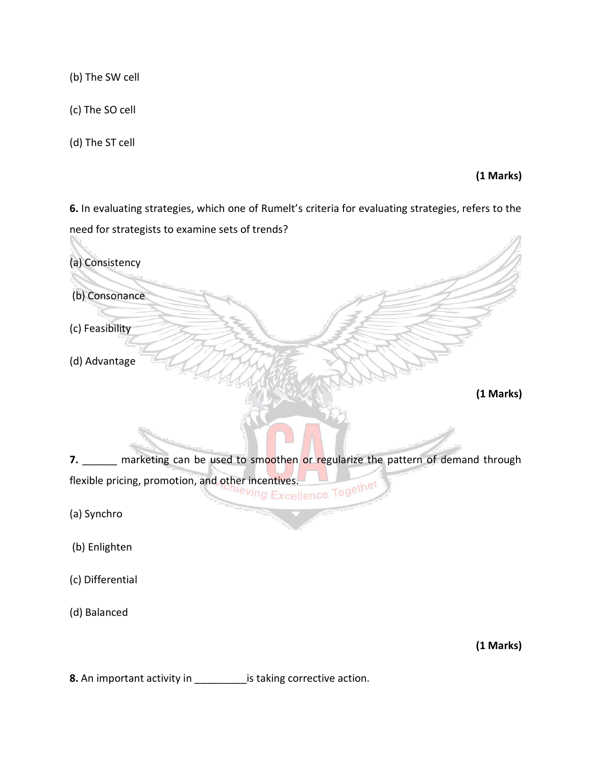(b) The SW cell

(c) The SO cell

(d) The ST cell

**(1 Marks)**

**6.** In evaluating strategies, which one of Rumelt's criteria for evaluating strategies, refers to the need for strategists to examine sets of trends?

(a) Consistency

(b) Consonance

(c) Feasibility

(d) Advantage

**(1 Marks)**

**7.** ______ marketing can be used to smoothen or regularize the pattern of demand through flexible pricing, promotion, and other incentives.

(a) Synchro

(b) Enlighten

(c) Differential

(d) Balanced

**(1 Marks)**

**8.** An important activity in _________is taking corrective action.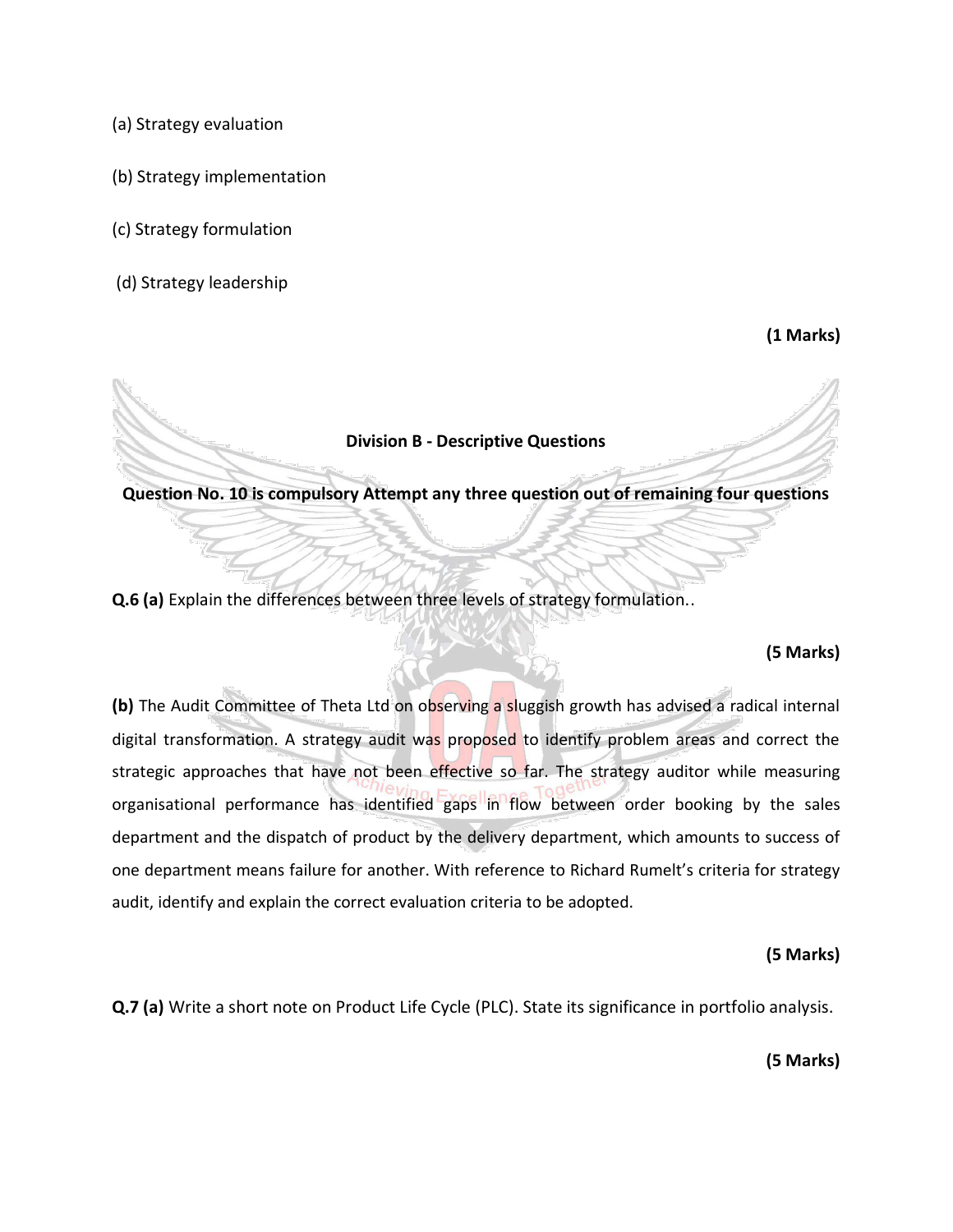(a) Strategy evaluation

(b) Strategy implementation

(c) Strategy formulation

(d) Strategy leadership

**(1 Marks)**

**Division B - Descriptive Questions**

**Question No. 10 is compulsory Attempt any three question out of remaining four questions**

**Q.6 (a)** Explain the differences between three levels of strategy formulation..

**(5 Marks)**

**(b)** The Audit Committee of Theta Ltd on observing a sluggish growth has advised a radical internal digital transformation. A strategy audit was proposed to identify problem areas and correct the strategic approaches that have not been effective so far. The strategy auditor while measuring organisational performance has identified gaps in flow between order booking by the sales department and the dispatch of product by the delivery department, which amounts to success of one department means failure for another. With reference to Richard Rumelt's criteria for strategy audit, identify and explain the correct evaluation criteria to be adopted.

**(5 Marks)**

**Q.7 (a)** Write a short note on Product Life Cycle (PLC). State its significance in portfolio analysis.

**(5 Marks)**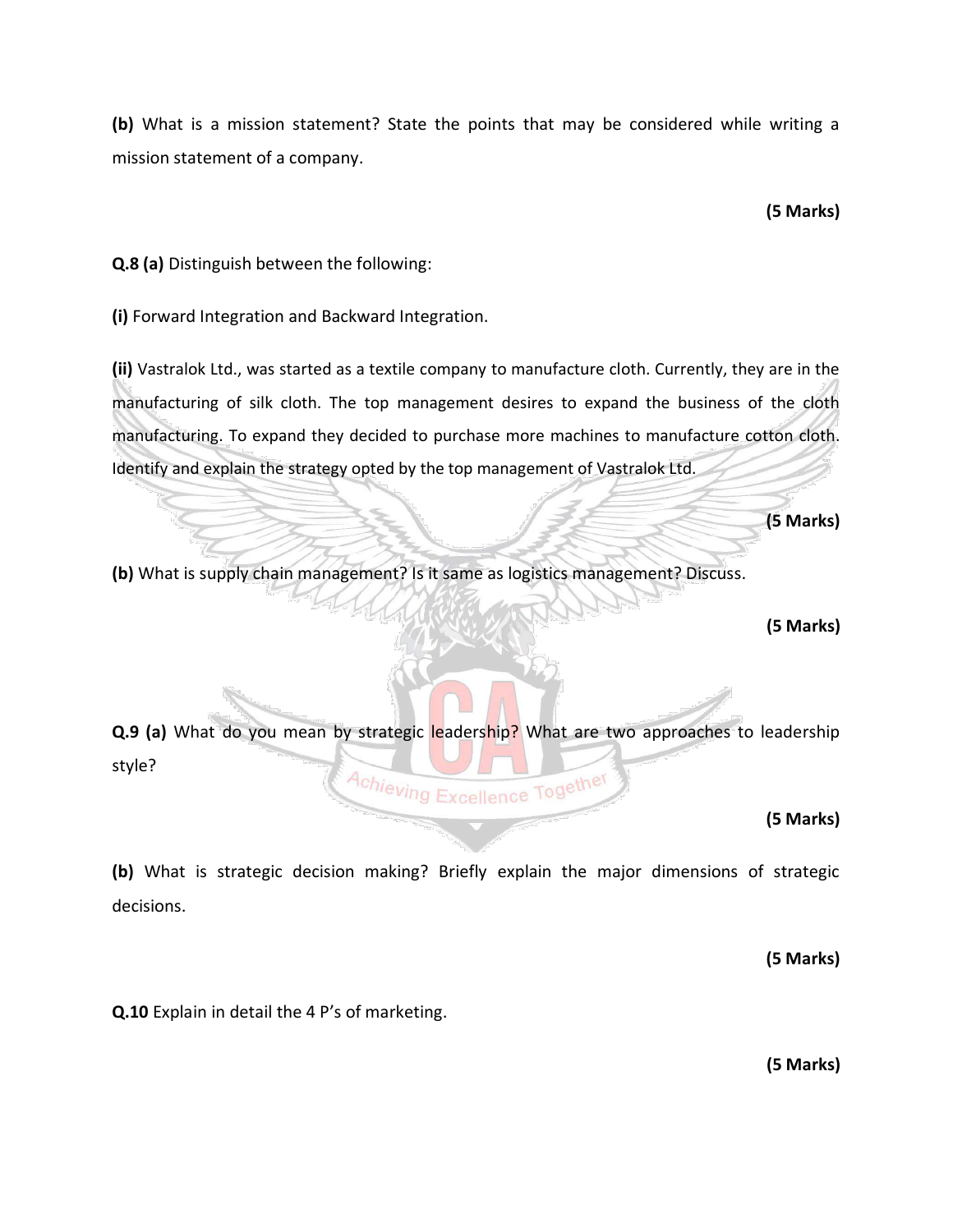**(b)** What is a mission statement? State the points that may be considered while writing a mission statement of a company.

**(5 Marks)**

**Q.8 (a)** Distinguish between the following:

**(i)** Forward Integration and Backward Integration.

**(ii)** Vastralok Ltd., was started as a textile company to manufacture cloth. Currently, they are in the manufacturing of silk cloth. The top management desires to expand the business of the cloth manufacturing. To expand they decided to purchase more machines to manufacture cotton cloth. Identify and explain the strategy opted by the top management of Vastralok Ltd.

**(5 Marks)**

**(b)** What is supply chain management? Is it same as logistics management? Discuss.

**(5 Marks)**

**Q.9 (a)** What do you mean by strategic leadership? What are two approaches to leadership style?

**(5 Marks)**

**(b)** What is strategic decision making? Briefly explain the major dimensions of strategic decisions.

**(5 Marks)**

**Q.10** Explain in detail the 4 P's of marketing.

**(5 Marks)**